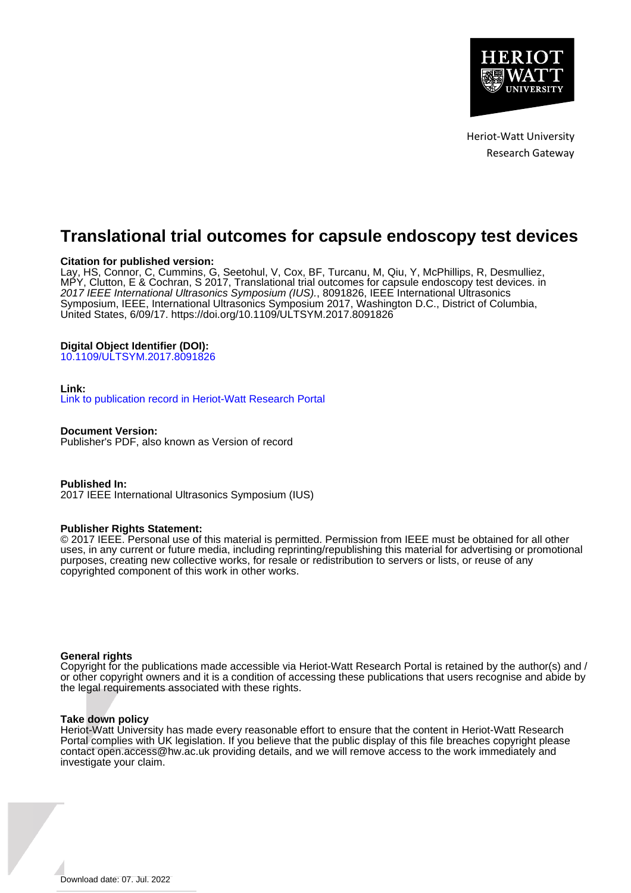Heriot-Watt University
Research Gateway

# Translational trial outcomes for capsule endoscopy test devices

**Citation for published version:**
Lay, HS, Connor, C, Cummins, G, Seetohul, V, Cox, BF, Turcanu, M, Qiu, Y, McPhillips, R, Desmulliez, MPY, Clutton, E & Cochran, S 2017, Translational trial outcomes for capsule endoscopy test devices. in *2017 IEEE International Ultrasonics Symposium (IUS).*, 8091826, IEEE International Ultrasonics Symposium, IEEE, International Ultrasonics Symposium 2017, Washington D.C., District of Columbia, United States, 6/09/17. https://doi.org/10.1109/ULTSYM.2017.8091826

**Digital Object Identifier (DOI):**
10.1109/ULTSYM.2017.8091826

**Link:**
Link to publication record in Heriot-Watt Research Portal

**Document Version:**
Publisher's PDF, also known as Version of record

**Published In:**
2017 IEEE International Ultrasonics Symposium (IUS)

**Publisher Rights Statement:**
© 2017 IEEE. Personal use of this material is permitted. Permission from IEEE must be obtained for all other uses, in any current or future media, including reprinting/republishing this material for advertising or promotional purposes, creating new collective works, for resale or redistribution to servers or lists, or reuse of any copyrighted component of this work in other works.

**General rights**
Copyright for the publications made accessible via Heriot-Watt Research Portal is retained by the author(s) and / or other copyright owners and it is a condition of accessing these publications that users recognise and abide by the legal requirements associated with these rights.

**Take down policy**
Heriot-Watt University has made every reasonable effort to ensure that the content in Heriot-Watt Research Portal complies with UK legislation. If you believe that the public display of this file breaches copyright please contact open.access@hw.ac.uk providing details, and we will remove access to the work immediately and investigate your claim.

Download date: 07. Jul. 2022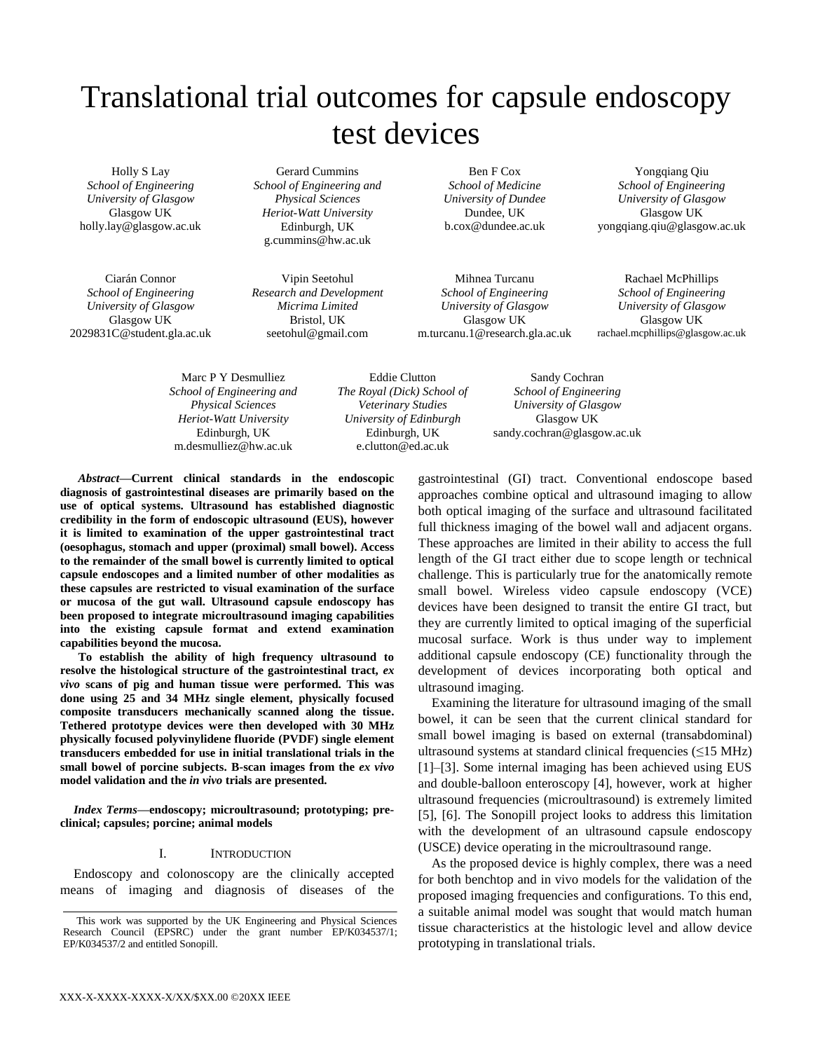# Translational trial outcomes for capsule endoscopy test devices

Holly S Lay
*School of Engineering*
*University of Glasgow*
Glasgow UK
holly.lay@glasgow.ac.uk

Gerard Cummins
*School of Engineering and Physical Sciences*
*Heriot-Watt University*
Edinburgh, UK
g.cummins@hw.ac.uk

Ben F Cox
*School of Medicine*
*University of Dundee*
Dundee, UK
b.cox@dundee.ac.uk

Yongqiang Qiu
*School of Engineering*
*University of Glasgow*
Glasgow UK
yongqiang.qiu@glasgow.ac.uk

Ciarán Connor
*School of Engineering*
*University of Glasgow*
Glasgow UK
2029831C@student.gla.ac.uk

Vipin Seetohul
*Research and Development*
*Micrima Limited*
Bristol, UK
seetohul@gmail.com

Mihnea Turcanu
*School of Engineering*
*University of Glasgow*
Glasgow UK
m.turcanu.1@research.gla.ac.uk

Rachael McPhillips
*School of Engineering*
*University of Glasgow*
Glasgow UK
rachael.mcphillips@glasgow.ac.uk

Marc P Y Desmulliez
*School of Engineering and Physical Sciences*
*Heriot-Watt University*
Edinburgh, UK
m.desmulliez@hw.ac.uk

Eddie Clutton
*The Royal (Dick) School of Veterinary Studies*
*University of Edinburgh*
Edinburgh, UK
e.clutton@ed.ac.uk

Sandy Cochran
*School of Engineering*
*University of Glasgow*
Glasgow UK
sandy.cochran@glasgow.ac.uk

***Abstract*—Current clinical standards in the endoscopic diagnosis of gastrointestinal diseases are primarily based on the use of optical systems. Ultrasound has established diagnostic credibility in the form of endoscopic ultrasound (EUS), however it is limited to examination of the upper gastrointestinal tract (oesophagus, stomach and upper (proximal) small bowel). Access to the remainder of the small bowel is currently limited to optical capsule endoscopes and a limited number of other modalities as these capsules are restricted to visual examination of the surface or mucosa of the gut wall. Ultrasound capsule endoscopy has been proposed to integrate microultrasound imaging capabilities into the existing capsule format and extend examination capabilities beyond the mucosa.**

**To establish the ability of high frequency ultrasound to resolve the histological structure of the gastrointestinal tract, *ex vivo* scans of pig and human tissue were performed. This was done using 25 and 34 MHz single element, physically focused composite transducers mechanically scanned along the tissue. Tethered prototype devices were then developed with 30 MHz physically focused polyvinylidene fluoride (PVDF) single element transducers embedded for use in initial translational trials in the small bowel of porcine subjects. B-scan images from the *ex vivo* model validation and the *in vivo* trials are presented.**

***Index Terms*—endoscopy; microultrasound; prototyping; pre-clinical; capsules; porcine; animal models**

## I. Introduction

Endoscopy and colonoscopy are the clinically accepted means of imaging and diagnosis of diseases of the gastrointestinal (GI) tract. Conventional endoscope based approaches combine optical and ultrasound imaging to allow both optical imaging of the surface and ultrasound facilitated full thickness imaging of the bowel wall and adjacent organs. These approaches are limited in their ability to access the full length of the GI tract either due to scope length or technical challenge. This is particularly true for the anatomically remote small bowel. Wireless video capsule endoscopy (VCE) devices have been designed to transit the entire GI tract, but they are currently limited to optical imaging of the superficial mucosal surface. Work is thus under way to implement additional capsule endoscopy (CE) functionality through the development of devices incorporating both optical and ultrasound imaging.

Examining the literature for ultrasound imaging of the small bowel, it can be seen that the current clinical standard for small bowel imaging is based on external (transabdominal) ultrasound systems at standard clinical frequencies (≤15 MHz) [1]–[3]. Some internal imaging has been achieved using EUS and double-balloon enteroscopy [4], however, work at higher ultrasound frequencies (microultrasound) is extremely limited [5], [6]. The Sonopill project looks to address this limitation with the development of an ultrasound capsule endoscopy (USCE) device operating in the microultrasound range.

As the proposed device is highly complex, there was a need for both benchtop and in vivo models for the validation of the proposed imaging frequencies and configurations. To this end, a suitable animal model was sought that would match human tissue characteristics at the histologic level and allow device prototyping in translational trials.

This work was supported by the UK Engineering and Physical Sciences Research Council (EPSRC) under the grant number EP/K034537/1; EP/K034537/2 and entitled Sonopill.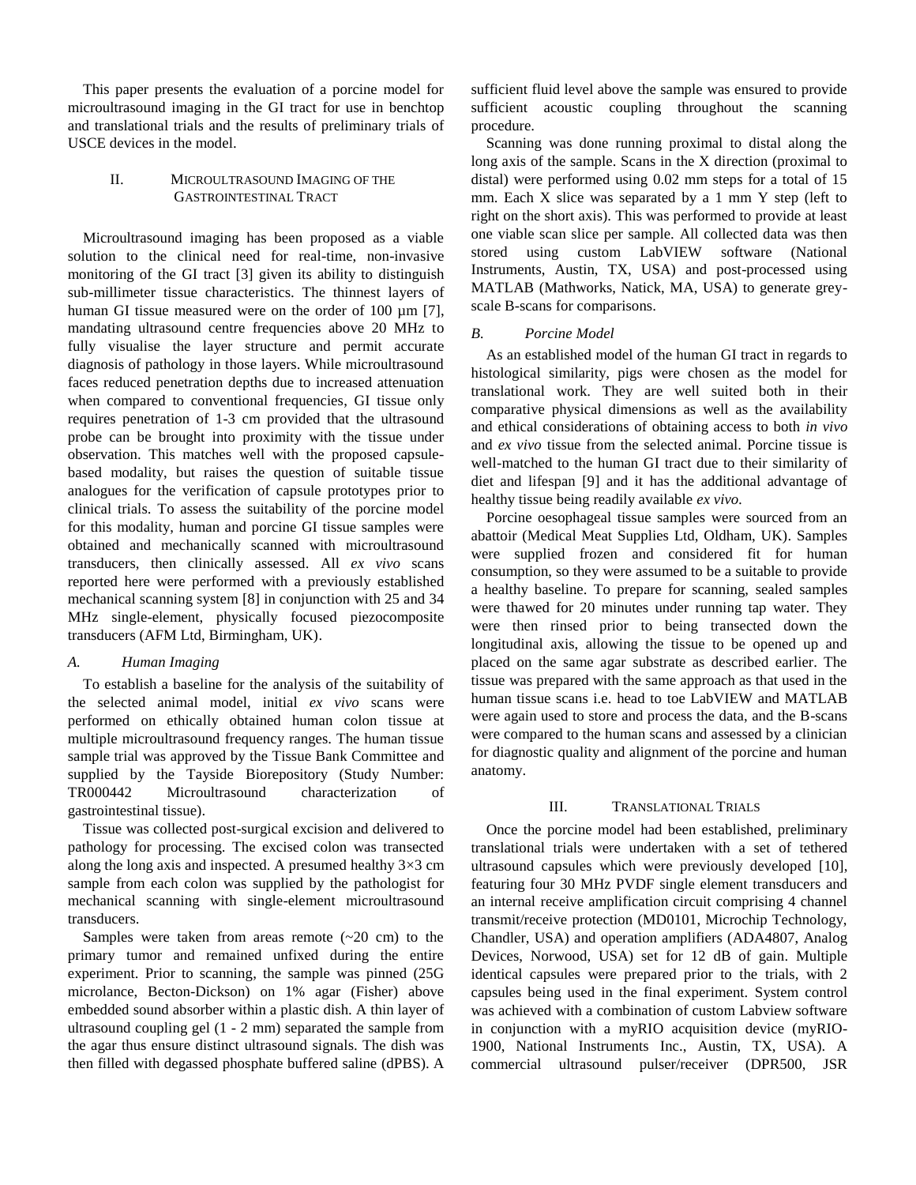This paper presents the evaluation of a porcine model for microultrasound imaging in the GI tract for use in benchtop and translational trials and the results of preliminary trials of USCE devices in the model.

## II. Microultrasound Imaging of the Gastrointestinal Tract

Microultrasound imaging has been proposed as a viable solution to the clinical need for real-time, non-invasive monitoring of the GI tract [3] given its ability to distinguish sub-millimeter tissue characteristics. The thinnest layers of human GI tissue measured were on the order of 100 µm [7], mandating ultrasound centre frequencies above 20 MHz to fully visualise the layer structure and permit accurate diagnosis of pathology in those layers. While microultrasound faces reduced penetration depths due to increased attenuation when compared to conventional frequencies, GI tissue only requires penetration of 1-3 cm provided that the ultrasound probe can be brought into proximity with the tissue under observation. This matches well with the proposed capsule-based modality, but raises the question of suitable tissue analogues for the verification of capsule prototypes prior to clinical trials. To assess the suitability of the porcine model for this modality, human and porcine GI tissue samples were obtained and mechanically scanned with microultrasound transducers, then clinically assessed. All *ex vivo* scans reported here were performed with a previously established mechanical scanning system [8] in conjunction with 25 and 34 MHz single-element, physically focused piezocomposite transducers (AFM Ltd, Birmingham, UK).

### *A. Human Imaging*

To establish a baseline for the analysis of the suitability of the selected animal model, initial *ex vivo* scans were performed on ethically obtained human colon tissue at multiple microultrasound frequency ranges. The human tissue sample trial was approved by the Tissue Bank Committee and supplied by the Tayside Biorepository (Study Number: TR000442 Microultrasound characterization of gastrointestinal tissue).

Tissue was collected post-surgical excision and delivered to pathology for processing. The excised colon was transected along the long axis and inspected. A presumed healthy 3×3 cm sample from each colon was supplied by the pathologist for mechanical scanning with single-element microultrasound transducers.

Samples were taken from areas remote (~20 cm) to the primary tumor and remained unfixed during the entire experiment. Prior to scanning, the sample was pinned (25G microlance, Becton-Dickson) on 1% agar (Fisher) above embedded sound absorber within a plastic dish. A thin layer of ultrasound coupling gel (1 - 2 mm) separated the sample from the agar thus ensure distinct ultrasound signals. The dish was then filled with degassed phosphate buffered saline (dPBS). A sufficient fluid level above the sample was ensured to provide sufficient acoustic coupling throughout the scanning procedure.

Scanning was done running proximal to distal along the long axis of the sample. Scans in the X direction (proximal to distal) were performed using 0.02 mm steps for a total of 15 mm. Each X slice was separated by a 1 mm Y step (left to right on the short axis). This was performed to provide at least one viable scan slice per sample. All collected data was then stored using custom LabVIEW software (National Instruments, Austin, TX, USA) and post-processed using MATLAB (Mathworks, Natick, MA, USA) to generate grey-scale B-scans for comparisons.

### *B. Porcine Model*

As an established model of the human GI tract in regards to histological similarity, pigs were chosen as the model for translational work. They are well suited both in their comparative physical dimensions as well as the availability and ethical considerations of obtaining access to both *in vivo* and *ex vivo* tissue from the selected animal. Porcine tissue is well-matched to the human GI tract due to their similarity of diet and lifespan [9] and it has the additional advantage of healthy tissue being readily available *ex vivo*.

Porcine oesophageal tissue samples were sourced from an abattoir (Medical Meat Supplies Ltd, Oldham, UK). Samples were supplied frozen and considered fit for human consumption, so they were assumed to be a suitable to provide a healthy baseline. To prepare for scanning, sealed samples were thawed for 20 minutes under running tap water. They were then rinsed prior to being transected down the longitudinal axis, allowing the tissue to be opened up and placed on the same agar substrate as described earlier. The tissue was prepared with the same approach as that used in the human tissue scans i.e. head to toe LabVIEW and MATLAB were again used to store and process the data, and the B-scans were compared to the human scans and assessed by a clinician for diagnostic quality and alignment of the porcine and human anatomy.

## III. Translational Trials

Once the porcine model had been established, preliminary translational trials were undertaken with a set of tethered ultrasound capsules which were previously developed [10], featuring four 30 MHz PVDF single element transducers and an internal receive amplification circuit comprising 4 channel transmit/receive protection (MD0101, Microchip Technology, Chandler, USA) and operation amplifiers (ADA4807, Analog Devices, Norwood, USA) set for 12 dB of gain. Multiple identical capsules were prepared prior to the trials, with 2 capsules being used in the final experiment. System control was achieved with a combination of custom Labview software in conjunction with a myRIO acquisition device (myRIO-1900, National Instruments Inc., Austin, TX, USA). A commercial ultrasound pulser/receiver (DPR500, JSR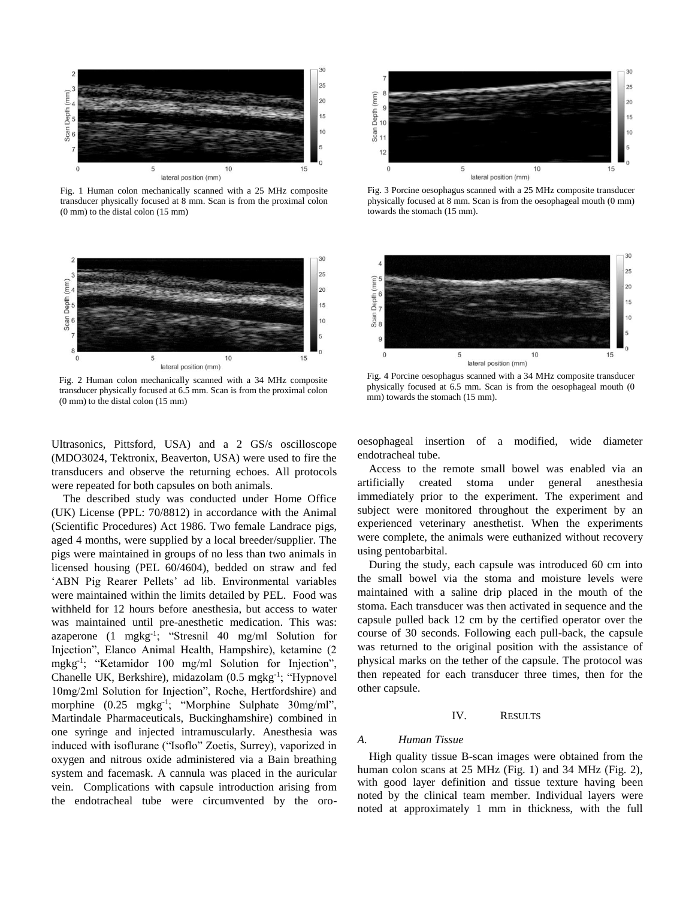Fig. 1 Human colon mechanically scanned with a 25 MHz composite transducer physically focused at 8 mm. Scan is from the proximal colon (0 mm) to the distal colon (15 mm)

Fig. 2 Human colon mechanically scanned with a 34 MHz composite transducer physically focused at 6.5 mm. Scan is from the proximal colon (0 mm) to the distal colon (15 mm)

Fig. 3 Porcine oesophagus scanned with a 25 MHz composite transducer physically focused at 8 mm. Scan is from the oesophageal mouth (0 mm) towards the stomach (15 mm).

Fig. 4 Porcine oesophagus scanned with a 34 MHz composite transducer physically focused at 6.5 mm. Scan is from the oesophageal mouth (0 mm) towards the stomach (15 mm).

Ultrasonics, Pittsford, USA) and a 2 GS/s oscilloscope (MDO3024, Tektronix, Beaverton, USA) were used to fire the transducers and observe the returning echoes. All protocols were repeated for both capsules on both animals.

The described study was conducted under Home Office (UK) License (PPL: 70/8812) in accordance with the Animal (Scientific Procedures) Act 1986. Two female Landrace pigs, aged 4 months, were supplied by a local breeder/supplier. The pigs were maintained in groups of no less than two animals in licensed housing (PEL 60/4604), bedded on straw and fed 'ABN Pig Rearer Pellets' ad lib. Environmental variables were maintained within the limits detailed by PEL. Food was withheld for 12 hours before anesthesia, but access to water was maintained until pre-anesthetic medication. This was: azaperone (1 $mgkg^{-1}$; "Stresnil 40 mg/ml Solution for Injection", Elanco Animal Health, Hampshire), ketamine (2 $mgkg^{-1}$; "Ketamidor 100 mg/ml Solution for Injection", Chanelle UK, Berkshire), midazolam (0.5 $mgkg^{-1}$; "Hypnovel 10mg/2ml Solution for Injection", Roche, Hertfordshire) and morphine (0.25 $mgkg^{-1}$; "Morphine Sulphate 30mg/ml", Martindale Pharmaceuticals, Buckinghamshire) combined in one syringe and injected intramuscularly. Anesthesia was induced with isoflurane ("Isoflo" Zoetis, Surrey), vaporized in oxygen and nitrous oxide administered via a Bain breathing system and facemask. A cannula was placed in the auricular vein. Complications with capsule introduction arising from the endotracheal tube were circumvented by the oro-oesophageal insertion of a modified, wide diameter endotracheal tube.

Access to the remote small bowel was enabled via an artificially created stoma under general anesthesia immediately prior to the experiment. The experiment and subject were monitored throughout the experiment by an experienced veterinary anesthetist. When the experiments were complete, the animals were euthanized without recovery using pentobarbital.

During the study, each capsule was introduced 60 cm into the small bowel via the stoma and moisture levels were maintained with a saline drip placed in the mouth of the stoma. Each transducer was then activated in sequence and the capsule pulled back 12 cm by the certified operator over the course of 30 seconds. Following each pull-back, the capsule was returned to the original position with the assistance of physical marks on the tether of the capsule. The protocol was then repeated for each transducer three times, then for the other capsule.

## IV. Results

### A. Human Tissue

High quality tissue B-scan images were obtained from the human colon scans at 25 MHz (Fig. 1) and 34 MHz (Fig. 2), with good layer definition and tissue texture having been noted by the clinical team member. Individual layers were noted at approximately 1 mm in thickness, with the full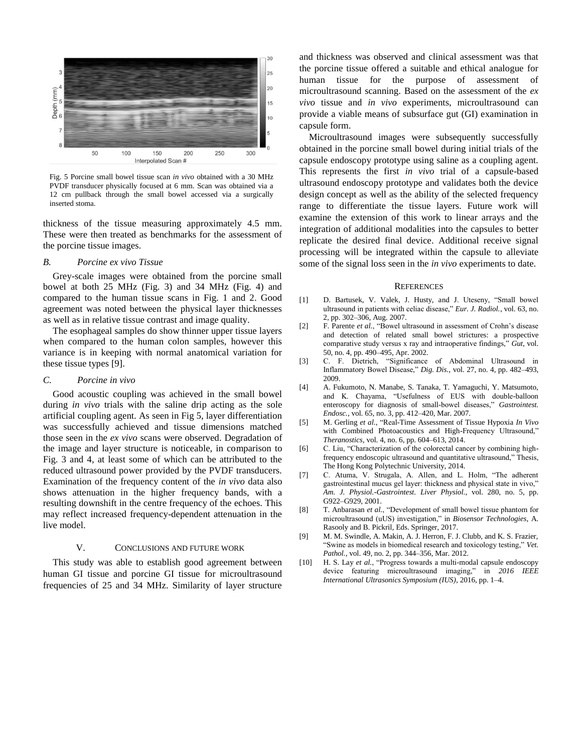3
4
5
6
7
8
Depth (mm)
50 100 150 200 250 300
Interpolated Scan #
30
25
20
15
10
5
0

Fig. 5 Porcine small bowel tissue scan *in vivo* obtained with a 30 MHz PVDF transducer physically focused at 6 mm. Scan was obtained via a 12 cm pullback through the small bowel accessed via a surgically inserted stoma.

thickness of the tissue measuring approximately 4.5 mm. These were then treated as benchmarks for the assessment of the porcine tissue images.

### B. Porcine ex vivo Tissue

Grey-scale images were obtained from the porcine small bowel at both 25 MHz (Fig. 3) and 34 MHz (Fig. 4) and compared to the human tissue scans in Fig. 1 and 2. Good agreement was noted between the physical layer thicknesses as well as in relative tissue contrast and image quality.

The esophageal samples do show thinner upper tissue layers when compared to the human colon samples, however this variance is in keeping with normal anatomical variation for these tissue types [9].

### C. Porcine in vivo

Good acoustic coupling was achieved in the small bowel during *in vivo* trials with the saline drip acting as the sole artificial coupling agent. As seen in Fig 5, layer differentiation was successfully achieved and tissue dimensions matched those seen in the *ex vivo* scans were observed. Degradation of the image and layer structure is noticeable, in comparison to Fig. 3 and 4, at least some of which can be attributed to the reduced ultrasound power provided by the PVDF transducers. Examination of the frequency content of the *in vivo* data also shows attenuation in the higher frequency bands, with a resulting downshift in the centre frequency of the echoes. This may reflect increased frequency-dependent attenuation in the live model.

## V. Conclusions and Future Work

This study was able to establish good agreement between human GI tissue and porcine GI tissue for microultrasound frequencies of 25 and 34 MHz. Similarity of layer structure and thickness was observed and clinical assessment was that the porcine tissue offered a suitable and ethical analogue for human tissue for the purpose of assessment of microultrasound scanning. Based on the assessment of the *ex vivo* tissue and *in vivo* experiments, microultrasound can provide a viable means of subsurface gut (GI) examination in capsule form.

Microultrasound images were subsequently successfully obtained in the porcine small bowel during initial trials of the capsule endoscopy prototype using saline as a coupling agent. This represents the first *in vivo* trial of a capsule-based ultrasound endoscopy prototype and validates both the device design concept as well as the ability of the selected frequency range to differentiate the tissue layers. Future work will examine the extension of this work to linear arrays and the integration of additional modalities into the capsules to better replicate the desired final device. Additional receive signal processing will be integrated within the capsule to alleviate some of the signal loss seen in the *in vivo* experiments to date.

## References

[1] D. Bartusek, V. Valek, J. Husty, and J. Uteseny, "Small bowel ultrasound in patients with celiac disease," *Eur. J. Radiol.*, vol. 63, no. 2, pp. 302–306, Aug. 2007.

[2] F. Parente *et al.*, "Bowel ultrasound in assessment of Crohn's disease and detection of related small bowel strictures: a prospective comparative study versus x ray and intraoperative findings," *Gut*, vol. 50, no. 4, pp. 490–495, Apr. 2002.

[3] C. F. Dietrich, "Significance of Abdominal Ultrasound in Inflammatory Bowel Disease," *Dig. Dis.*, vol. 27, no. 4, pp. 482–493, 2009.

[4] A. Fukumoto, N. Manabe, S. Tanaka, T. Yamaguchi, Y. Matsumoto, and K. Chayama, "Usefulness of EUS with double-balloon enteroscopy for diagnosis of small-bowel diseases," *Gastrointest. Endosc.*, vol. 65, no. 3, pp. 412–420, Mar. 2007.

[5] M. Gerling *et al.*, "Real-Time Assessment of Tissue Hypoxia *In Vivo* with Combined Photoacoustics and High-Frequency Ultrasound," *Theranostics*, vol. 4, no. 6, pp. 604–613, 2014.

[6] C. Liu, "Characterization of the colorectal cancer by combining high-frequency endoscopic ultrasound and quantitative ultrasound," Thesis, The Hong Kong Polytechnic University, 2014.

[7] C. Atuma, V. Strugala, A. Allen, and L. Holm, "The adherent gastrointestinal mucus gel layer: thickness and physical state in vivo," *Am. J. Physiol.-Gastrointest. Liver Physiol.*, vol. 280, no. 5, pp. G922–G929, 2001.

[8] T. Anbarasan *et al.*, "Development of small bowel tissue phantom for microultrasound (uUS) investigation," in *Biosensor Technologies*, A. Rasooly and B. Pickril, Eds. Springer, 2017.

[9] M. M. Swindle, A. Makin, A. J. Herron, F. J. Clubb, and K. S. Frazier, "Swine as models in biomedical research and toxicology testing," *Vet. Pathol.*, vol. 49, no. 2, pp. 344–356, Mar. 2012.

[10] H. S. Lay *et al.*, "Progress towards a multi-modal capsule endoscopy device featuring microultrasound imaging," in *2016 IEEE International Ultrasonics Symposium (IUS)*, 2016, pp. 1–4.